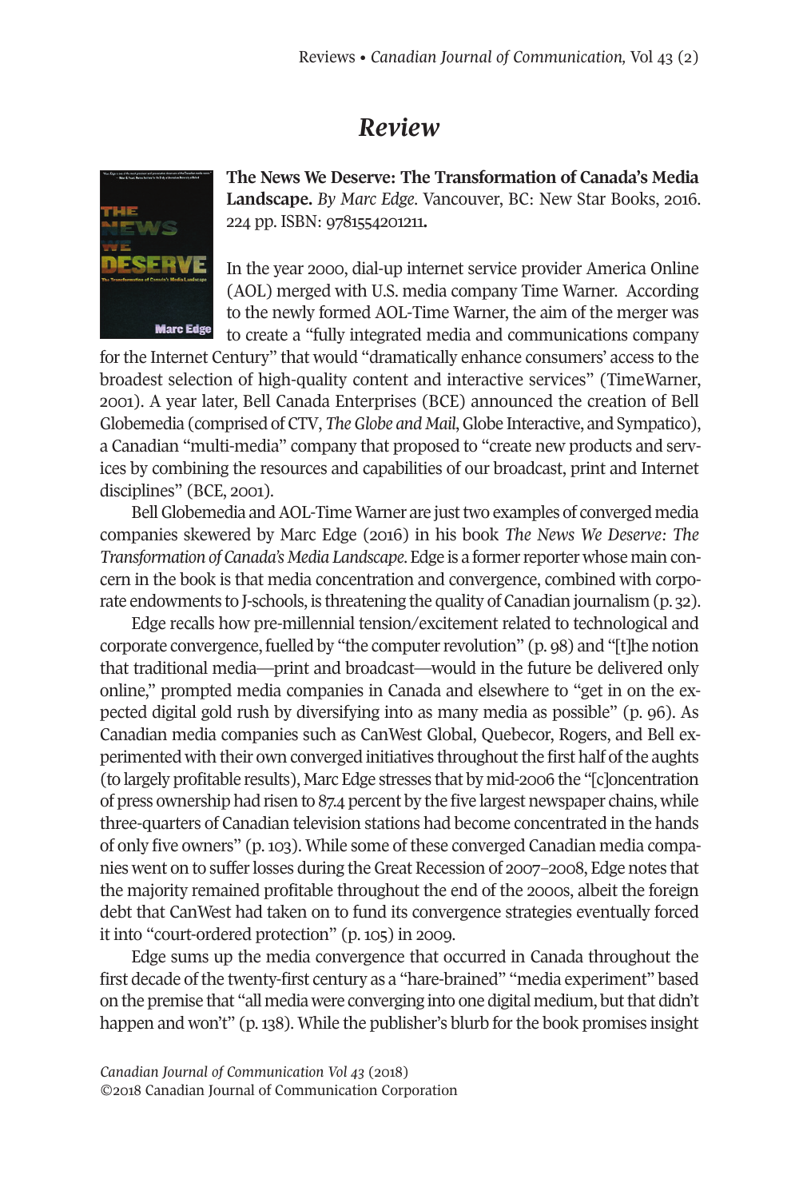# *Review*

**The News We Deserve: The Transformation of Canada's Media Landscape.** *By Marc Edge.* Vancouver, BC: New Star Books, 2016. 224 pp. ISBN: 9781554201211**.**

In the year 2000, dial-up internet service provider America Online (AOL) merged with U.S. media company Time Warner. According to the newly formed AOL-Time Warner, the aim of the merger was to create a "fully integrated media and communications company for the Internet Century" that would "dramatically enhance consumers' access to the broadest selection of high-quality content and interactive services" (TimeWarner, 2001). A year later, Bell Canada Enterprises (BCE) announced the creation of Bell Globemedia (comprised of CTV, *The Globe and Mail*, Globe Interactive, and Sympatico), a Canadian "multi-media" company that proposed to "create new products and services by combining the resources and capabilities of our broadcast, print and Internet disciplines" (BCE, 2001).

Bell Globemedia and AOL-Time Warner are just two examples of converged media companies skewered by Marc Edge (2016) in his book *The News We Deserve: The Transformation of Canada's Media Landscape*. Edge is a former reporter whose main concern in the book is that media concentration and convergence, combined with corporate endowments to J-schools, is threatening the quality of Canadian journalism (p. 32).

Edge recalls how pre-millennial tension/excitement related to technological and corporate convergence, fuelled by "the computer revolution" (p. 98) and "[t]he notion that traditional media—print and broadcast—would in the future be delivered only online," prompted media companies in Canada and elsewhere to "get in on the expected digital gold rush by diversifying into as many media as possible" (p. 96). As Canadian media companies such as CanWest Global, Quebecor, Rogers, and Bell experimented with their own converged initiatives throughout the first half of the aughts (to largely profitable results), Marc Edge stresses that by mid-2006 the "[c]oncentration of press ownership had risen to 87.4 percent by the five largest newspaper chains, while three-quarters of Canadian television stations had become concentrated in the hands of only five owners" (p. 103). While some of these converged Canadian media companies went on to suffer losses during the Great Recession of 2007–2008, Edge notes that the majority remained profitable throughout the end of the 2000s, albeit the foreign debt that CanWest had taken on to fund its convergence strategies eventually forced it into "court-ordered protection" (p. 105) in 2009.

Edge sums up the media convergence that occurred in Canada throughout the first decade of the twenty-first century as a "hare-brained" "media experiment" based on the premise that "all media were converging into one digital medium, but that didn't happen and won't" (p. 138). While the publisher's blurb for the book promises insight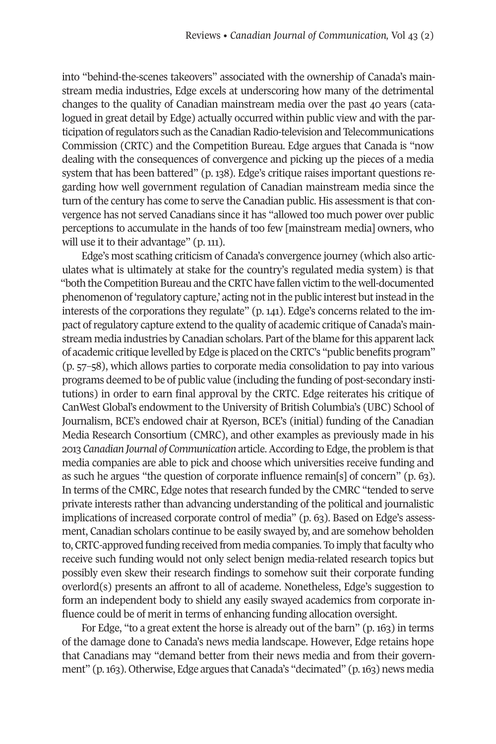into "behind-the-scenes takeovers" associated with the ownership of Canada's mainstream media industries, Edge excels at underscoring how many of the detrimental changes to the quality of Canadian mainstream media over the past 40 years (catalogued in great detail by Edge) actually occurred within public view and with the participation of regulators such as the Canadian Radio-television and Telecommunications Commission (CRTC) and the Competition Bureau. Edge argues that Canada is "now dealing with the consequences of convergence and picking up the pieces of a media system that has been battered" (p. 138). Edge's critique raises important questions regarding how well government regulation of Canadian mainstream media since the turn of the century has come to serve the Canadian public. His assessment is that convergence has not served Canadians since it has "allowed too much power over public perceptions to accumulate in the hands of too few [mainstream media] owners, who will use it to their advantage" (p. 111).

Edge's most scathing criticism of Canada's convergence journey (which also articulates what is ultimately at stake for the country's regulated media system) is that "both the Competition Bureau and the CRTC have fallen victim to the well-documented phenomenon of 'regulatory capture,' acting not in the public interest but instead in the interests of the corporations they regulate" (p. 141). Edge's concerns related to the impact of regulatory capture extend to the quality of academic critique of Canada's mainstream media industries by Canadian scholars. Part of the blame for this apparent lack of academic critique levelled by Edge is placed on the CRTC's "public benefits program" (p. 57–58), which allows parties to corporate media consolidation to pay into various programs deemed to be of public value (including the funding of post-secondary institutions) in order to earn final approval by the CRTC. Edge reiterates his critique of CanWest Global's endowment to the University of British Columbia's (UBC) School of Journalism, BCE's endowed chair at Ryerson, BCE's (initial) funding of the Canadian Media Research Consortium (CMRC), and other examples as previously made in his 2013 *Canadian Journal of Communication* article. According to Edge, the problem is that media companies are able to pick and choose which universities receive funding and as such he argues "the question of corporate influence remain[s] of concern" (p. 63). In terms of the CMRC, Edge notes that research funded by the CMRC "tended to serve private interests rather than advancing understanding of the political and journalistic implications of increased corporate control of media" (p. 63). Based on Edge's assessment, Canadian scholars continue to be easily swayed by, and are somehow beholden to, CRTC-approved funding received from media companies. To imply that faculty who receive such funding would not only select benign media-related research topics but possibly even skew their research findings to somehow suit their corporate funding overlord(s) presents an affront to all of academe. Nonetheless, Edge's suggestion to form an independent body to shield any easily swayed academics from corporate influence could be of merit in terms of enhancing funding allocation oversight.

For Edge, "to a great extent the horse is already out of the barn" (p. 163) in terms of the damage done to Canada's news media landscape. However, Edge retains hope that Canadians may "demand better from their news media and from their government" (p. 163). Otherwise, Edge argues that Canada's "decimated" (p. 163) news media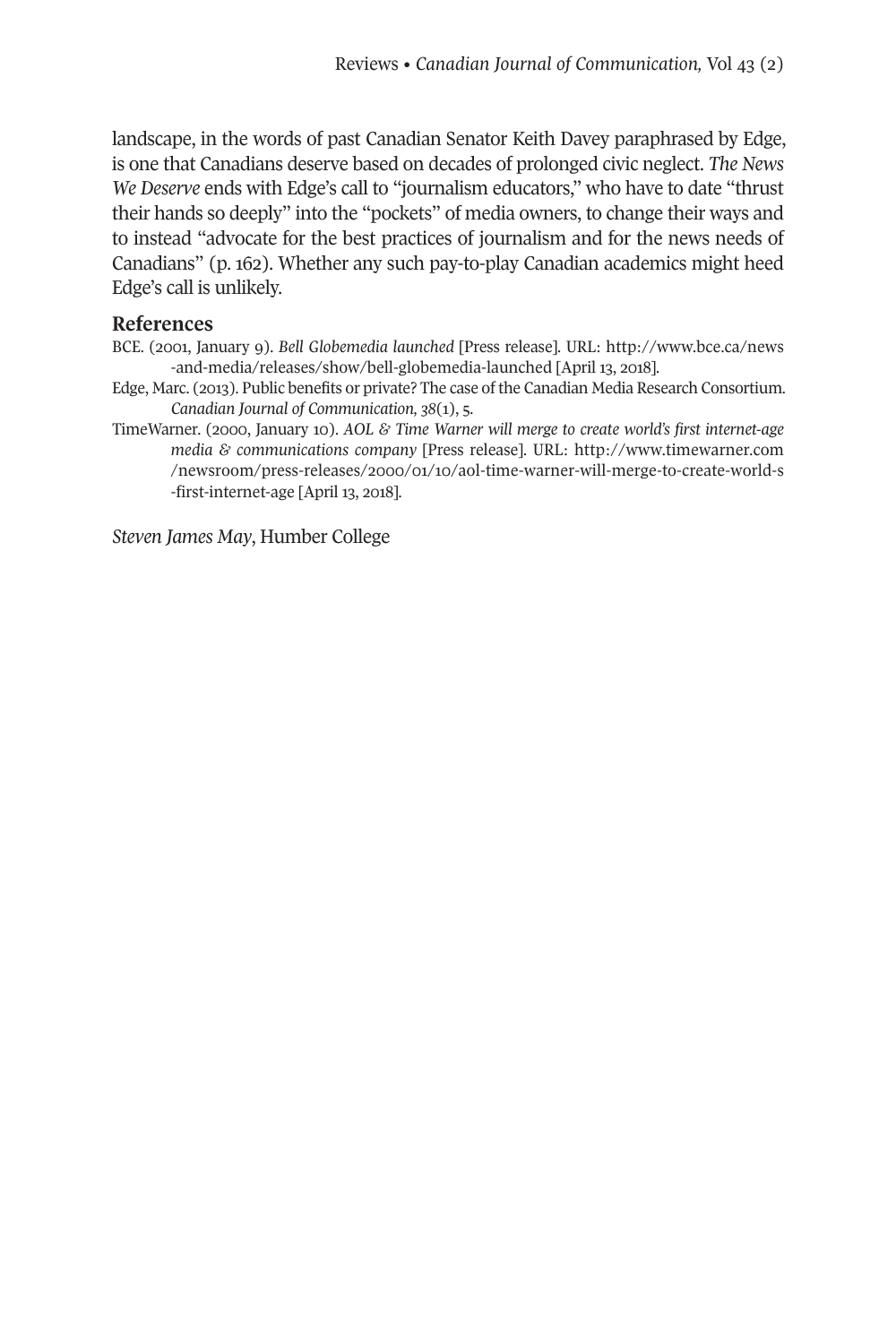landscape, in the words of past Canadian Senator Keith Davey paraphrased by Edge, is one that Canadians deserve based on decades of prolonged civic neglect. *The News We Deserve* ends with Edge's call to "journalism educators," who have to date "thrust their hands so deeply" into the "pockets" of media owners, to change their ways and to instead "advocate for the best practices of journalism and for the news needs of Canadians" (p. 162). Whether any such pay-to-play Canadian academics might heed Edge's call is unlikely.

## References

BCE. (2001, January 9). *Bell Globemedia launched* [Press release]. URL: http://www.bce.ca/news-and-media/releases/show/bell-globemedia-launched [April 13, 2018].

Edge, Marc. (2013). Public benefits or private? The case of the Canadian Media Research Consortium. *Canadian Journal of Communication, 38*(1), 5.

TimeWarner. (2000, January 10). *AOL & Time Warner will merge to create world's first internet-age media & communications company* [Press release]. URL: http://www.timewarner.com/newsroom/press-releases/2000/01/10/aol-time-warner-will-merge-to-create-world-s-first-internet-age [April 13, 2018].

*Steven James May*, Humber College